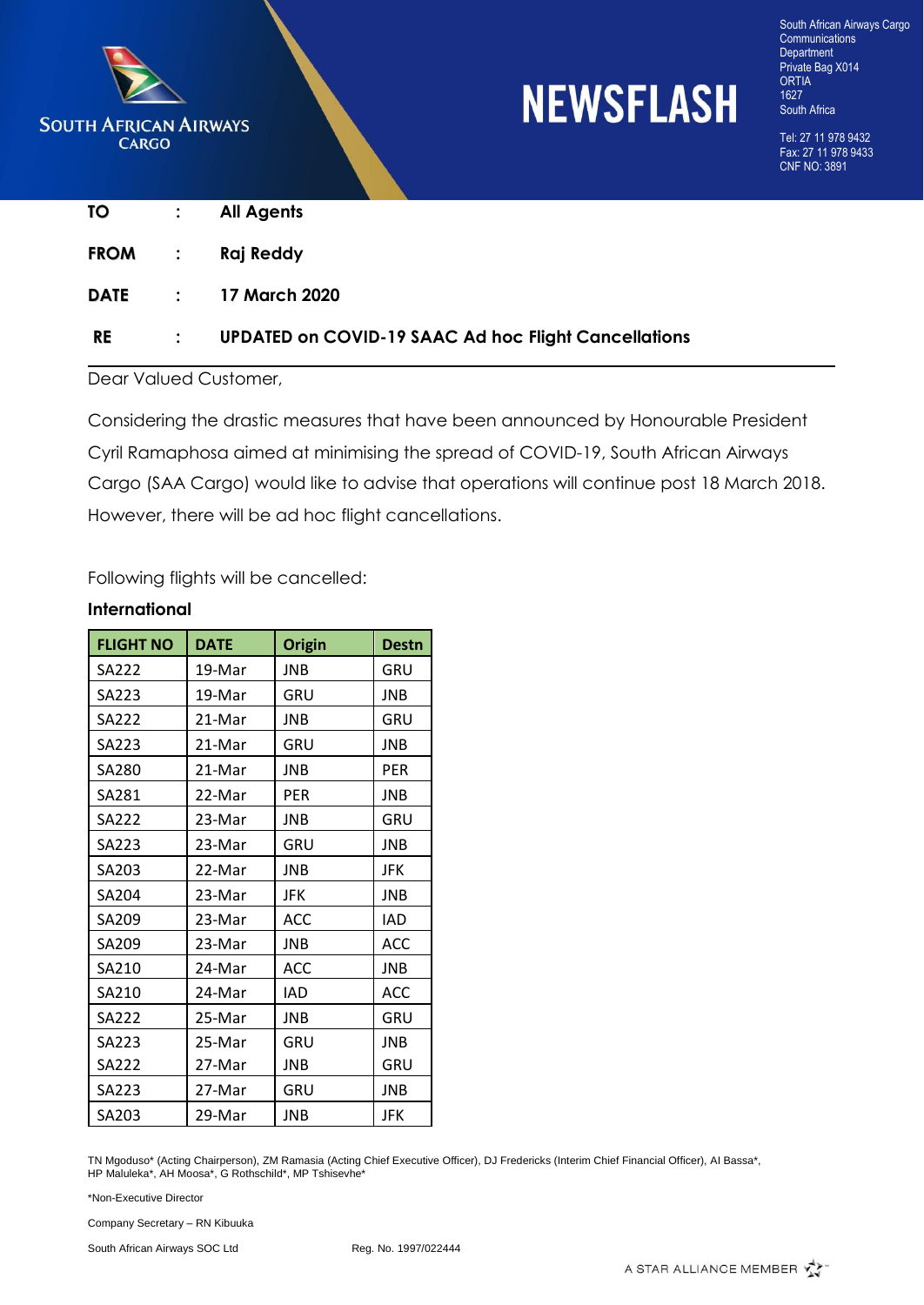**SOUTH AFRICAN AIRWAYS CARGO**

# NEWSFLASH

South African Airways Cargo
Communications Department
Private Bag X014
ORTIA
1627
South Africa

Tel: 27 11 978 9432
Fax: 27 11 978 9433
CNF NO: 3891

**TO** : **All Agents**

**FROM** : **Raj Reddy**

**DATE** : **17 March 2020**

**RE** : **UPDATED on COVID-19 SAAC Ad hoc Flight Cancellations**

---

Dear Valued Customer,

Considering the drastic measures that have been announced by Honourable President Cyril Ramaphosa aimed at minimising the spread of COVID-19, South African Airways Cargo (SAA Cargo) would like to advise that operations will continue post 18 March 2018. However, there will be ad hoc flight cancellations.

Following flights will be cancelled:

**International**

| FLIGHT NO | DATE | Origin | Destn |
|---|---|---|---|
| SA222 | 19-Mar | JNB | GRU |
| SA223 | 19-Mar | GRU | JNB |
| SA222 | 21-Mar | JNB | GRU |
| SA223 | 21-Mar | GRU | JNB |
| SA280 | 21-Mar | JNB | PER |
| SA281 | 22-Mar | PER | JNB |
| SA222 | 23-Mar | JNB | GRU |
| SA223 | 23-Mar | GRU | JNB |
| SA203 | 22-Mar | JNB | JFK |
| SA204 | 23-Mar | JFK | JNB |
| SA209 | 23-Mar | ACC | IAD |
| SA209 | 23-Mar | JNB | ACC |
| SA210 | 24-Mar | ACC | JNB |
| SA210 | 24-Mar | IAD | ACC |
| SA222 | 25-Mar | JNB | GRU |
| SA223 | 25-Mar | GRU | JNB |
| SA222 | 27-Mar | JNB | GRU |
| SA223 | 27-Mar | GRU | JNB |
| SA203 | 29-Mar | JNB | JFK |

TN Mgoduso* (Acting Chairperson), ZM Ramasia (Acting Chief Executive Officer), DJ Fredericks (Interim Chief Financial Officer), AI Bassa*, HP Maluleka*, AH Moosa*, G Rothschild*, MP Tshisevhe*

*Non-Executive Director

Company Secretary – RN Kibuuka

South African Airways SOC Ltd Reg. No. 1997/022444

A STAR ALLIANCE MEMBER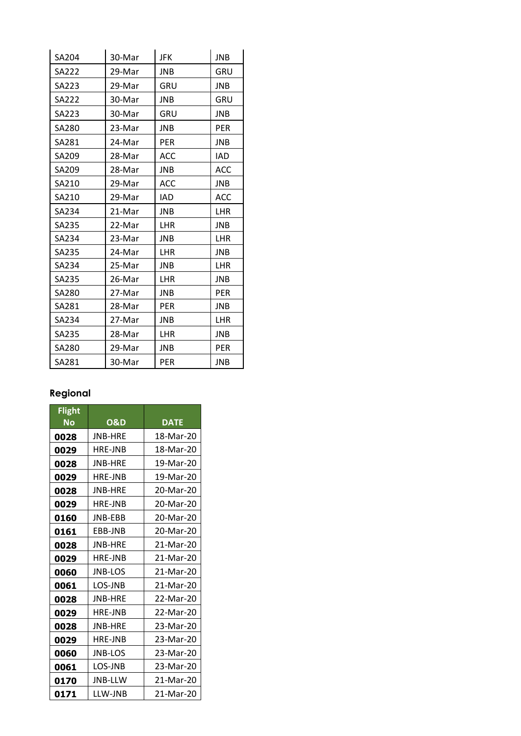| SA204 | 30-Mar | JFK | JNB |
|---|---|---|---|
| SA222 | 29-Mar | JNB | GRU |
| SA223 | 29-Mar | GRU | JNB |
| SA222 | 30-Mar | JNB | GRU |
| SA223 | 30-Mar | GRU | JNB |
| SA280 | 23-Mar | JNB | PER |
| SA281 | 24-Mar | PER | JNB |
| SA209 | 28-Mar | ACC | IAD |
| SA209 | 28-Mar | JNB | ACC |
| SA210 | 29-Mar | ACC | JNB |
| SA210 | 29-Mar | IAD | ACC |
| SA234 | 21-Mar | JNB | LHR |
| SA235 | 22-Mar | LHR | JNB |
| SA234 | 23-Mar | JNB | LHR |
| SA235 | 24-Mar | LHR | JNB |
| SA234 | 25-Mar | JNB | LHR |
| SA235 | 26-Mar | LHR | JNB |
| SA280 | 27-Mar | JNB | PER |
| SA281 | 28-Mar | PER | JNB |
| SA234 | 27-Mar | JNB | LHR |
| SA235 | 28-Mar | LHR | JNB |
| SA280 | 29-Mar | JNB | PER |
| SA281 | 30-Mar | PER | JNB |

## Regional

| Flight No | O&D | DATE |
|---|---|---|
| **0028** | JNB-HRE | 18-Mar-20 |
| **0029** | HRE-JNB | 18-Mar-20 |
| **0028** | JNB-HRE | 19-Mar-20 |
| **0029** | HRE-JNB | 19-Mar-20 |
| **0028** | JNB-HRE | 20-Mar-20 |
| **0029** | HRE-JNB | 20-Mar-20 |
| **0160** | JNB-EBB | 20-Mar-20 |
| **0161** | EBB-JNB | 20-Mar-20 |
| **0028** | JNB-HRE | 21-Mar-20 |
| **0029** | HRE-JNB | 21-Mar-20 |
| **0060** | JNB-LOS | 21-Mar-20 |
| **0061** | LOS-JNB | 21-Mar-20 |
| **0028** | JNB-HRE | 22-Mar-20 |
| **0029** | HRE-JNB | 22-Mar-20 |
| **0028** | JNB-HRE | 23-Mar-20 |
| **0029** | HRE-JNB | 23-Mar-20 |
| **0060** | JNB-LOS | 23-Mar-20 |
| **0061** | LOS-JNB | 23-Mar-20 |
| **0170** | JNB-LLW | 21-Mar-20 |
| **0171** | LLW-JNB | 21-Mar-20 |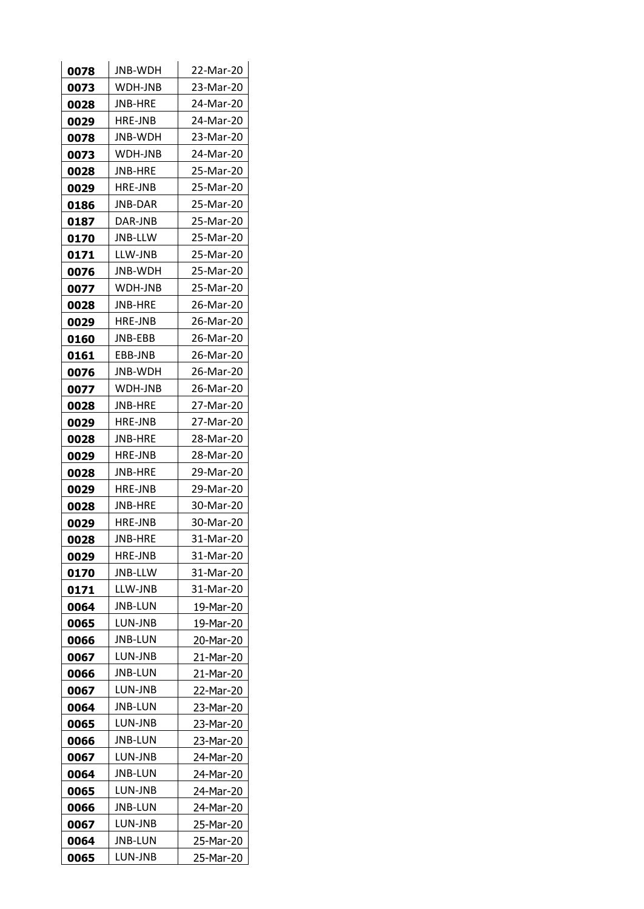| **0078** | JNB-WDH | 22-Mar-20 |
|---|---|---|
| **0073** | WDH-JNB | 23-Mar-20 |
| **0028** | JNB-HRE | 24-Mar-20 |
| **0029** | HRE-JNB | 24-Mar-20 |
| **0078** | JNB-WDH | 23-Mar-20 |
| **0073** | WDH-JNB | 24-Mar-20 |
| **0028** | JNB-HRE | 25-Mar-20 |
| **0029** | HRE-JNB | 25-Mar-20 |
| **0186** | JNB-DAR | 25-Mar-20 |
| **0187** | DAR-JNB | 25-Mar-20 |
| **0170** | JNB-LLW | 25-Mar-20 |
| **0171** | LLW-JNB | 25-Mar-20 |
| **0076** | JNB-WDH | 25-Mar-20 |
| **0077** | WDH-JNB | 25-Mar-20 |
| **0028** | JNB-HRE | 26-Mar-20 |
| **0029** | HRE-JNB | 26-Mar-20 |
| **0160** | JNB-EBB | 26-Mar-20 |
| **0161** | EBB-JNB | 26-Mar-20 |
| **0076** | JNB-WDH | 26-Mar-20 |
| **0077** | WDH-JNB | 26-Mar-20 |
| **0028** | JNB-HRE | 27-Mar-20 |
| **0029** | HRE-JNB | 27-Mar-20 |
| **0028** | JNB-HRE | 28-Mar-20 |
| **0029** | HRE-JNB | 28-Mar-20 |
| **0028** | JNB-HRE | 29-Mar-20 |
| **0029** | HRE-JNB | 29-Mar-20 |
| **0028** | JNB-HRE | 30-Mar-20 |
| **0029** | HRE-JNB | 30-Mar-20 |
| **0028** | JNB-HRE | 31-Mar-20 |
| **0029** | HRE-JNB | 31-Mar-20 |
| **0170** | JNB-LLW | 31-Mar-20 |
| **0171** | LLW-JNB | 31-Mar-20 |
| **0064** | JNB-LUN | 19-Mar-20 |
| **0065** | LUN-JNB | 19-Mar-20 |
| **0066** | JNB-LUN | 20-Mar-20 |
| **0067** | LUN-JNB | 21-Mar-20 |
| **0066** | JNB-LUN | 21-Mar-20 |
| **0067** | LUN-JNB | 22-Mar-20 |
| **0064** | JNB-LUN | 23-Mar-20 |
| **0065** | LUN-JNB | 23-Mar-20 |
| **0066** | JNB-LUN | 23-Mar-20 |
| **0067** | LUN-JNB | 24-Mar-20 |
| **0064** | JNB-LUN | 24-Mar-20 |
| **0065** | LUN-JNB | 24-Mar-20 |
| **0066** | JNB-LUN | 24-Mar-20 |
| **0067** | LUN-JNB | 25-Mar-20 |
| **0064** | JNB-LUN | 25-Mar-20 |
| **0065** | LUN-JNB | 25-Mar-20 |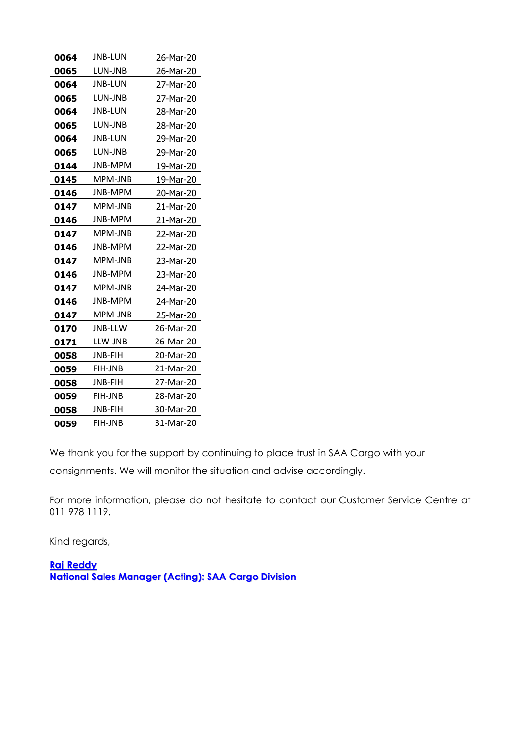| | | |
|---|---|---|
| **0064** | JNB-LUN | 26-Mar-20 |
| **0065** | LUN-JNB | 26-Mar-20 |
| **0064** | JNB-LUN | 27-Mar-20 |
| **0065** | LUN-JNB | 27-Mar-20 |
| **0064** | JNB-LUN | 28-Mar-20 |
| **0065** | LUN-JNB | 28-Mar-20 |
| **0064** | JNB-LUN | 29-Mar-20 |
| **0065** | LUN-JNB | 29-Mar-20 |
| **0144** | JNB-MPM | 19-Mar-20 |
| **0145** | MPM-JNB | 19-Mar-20 |
| **0146** | JNB-MPM | 20-Mar-20 |
| **0147** | MPM-JNB | 21-Mar-20 |
| **0146** | JNB-MPM | 21-Mar-20 |
| **0147** | MPM-JNB | 22-Mar-20 |
| **0146** | JNB-MPM | 22-Mar-20 |
| **0147** | MPM-JNB | 23-Mar-20 |
| **0146** | JNB-MPM | 23-Mar-20 |
| **0147** | MPM-JNB | 24-Mar-20 |
| **0146** | JNB-MPM | 24-Mar-20 |
| **0147** | MPM-JNB | 25-Mar-20 |
| **0170** | JNB-LLW | 26-Mar-20 |
| **0171** | LLW-JNB | 26-Mar-20 |
| **0058** | JNB-FIH | 20-Mar-20 |
| **0059** | FIH-JNB | 21-Mar-20 |
| **0058** | JNB-FIH | 27-Mar-20 |
| **0059** | FIH-JNB | 28-Mar-20 |
| **0058** | JNB-FIH | 30-Mar-20 |
| **0059** | FIH-JNB | 31-Mar-20 |

We thank you for the support by continuing to place trust in SAA Cargo with your consignments. We will monitor the situation and advise accordingly.

For more information, please do not hesitate to contact our Customer Service Centre at 011 978 1119.

Kind regards,

**Raj Reddy**
**National Sales Manager (Acting): SAA Cargo Division**